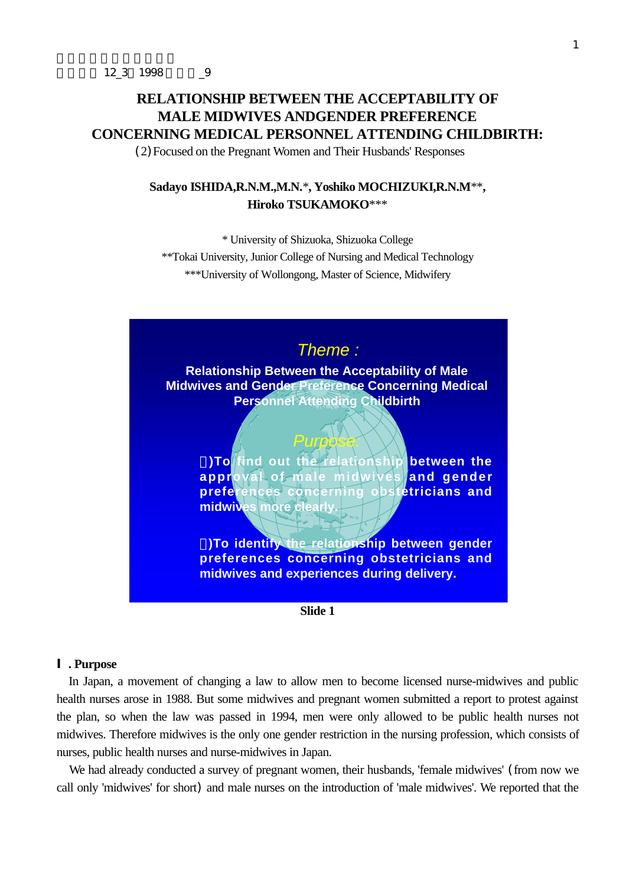# RELATIONSHIP BETWEEN THE ACCEPTABILITY OF MALE MIDWIVES ANDGENDER PREFERENCE CONCERNING MEDICAL PERSONNEL ATTENDING CHILDBIRTH:

(2) Focused on the Pregnant Women and Their Husbands' Responses

**Sadayo ISHIDA,R.N.M.,M.N.**\*, **Yoshiko MOCHIZUKI,R.N.M**\*\*, **Hiroko TSUKAMOKO**\*\*\*

\* University of Shizuoka, Shizuoka College

\*\*Tokai University, Junior College of Nursing and Medical Technology

\*\*\*University of Wollongong, Master of Science, Midwifery

*Theme :*

**Relationship Between the Acceptability of Male Midwives and Gender Preference Concerning Medical Personnel Attending Childbirth**

*Purpose:*

**)To find out the relationship between the approval of male midwives and gender preferences concerning obstetricians and midwives more clearly.**

**)To identify the relationship between gender preferences concerning obstetricians and midwives and experiences during delivery.**

**Slide 1**

## Ⅰ. Purpose

In Japan, a movement of changing a law to allow men to become licensed nurse-midwives and public health nurses arose in 1988. But some midwives and pregnant women submitted a report to protest against the plan, so when the law was passed in 1994, men were only allowed to be public health nurses not midwives. Therefore midwives is the only one gender restriction in the nursing profession, which consists of nurses, public health nurses and nurse-midwives in Japan.

We had already conducted a survey of pregnant women, their husbands, 'female midwives' (from now we call only 'midwives' for short) and male nurses on the introduction of 'male midwives'. We reported that the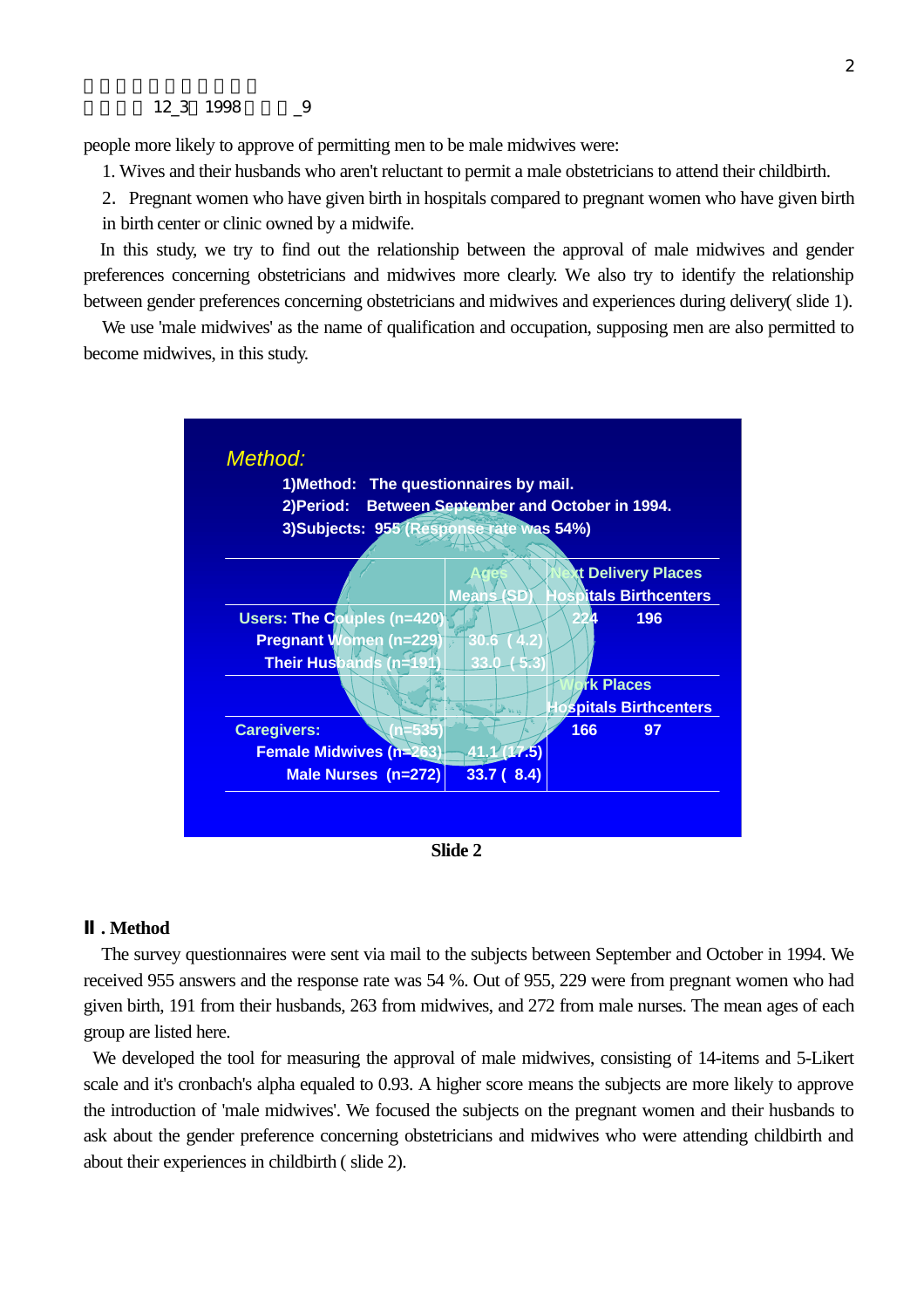people more likely to approve of permitting men to be male midwives were:

1. Wives and their husbands who aren't reluctant to permit a male obstetricians to attend their childbirth.
2. Pregnant women who have given birth in hospitals compared to pregnant women who have given birth in birth center or clinic owned by a midwife.

In this study, we try to find out the relationship between the approval of male midwives and gender preferences concerning obstetricians and midwives more clearly. We also try to identify the relationship between gender preferences concerning obstetricians and midwives and experiences during delivery( slide 1).

We use 'male midwives' as the name of qualification and occupation, supposing men are also permitted to become midwives, in this study.

*Method:*

1)Method: The questionnaires by mail.
2)Period: Between September and October in 1994.
3)Subjects: 955 (Response rate was 54%)

| | Ages | Next Delivery Places | |
|---|---|---|---|
| | Means (SD) | Hospitals | Birthcenters |
| Users: The Couples (n=420) | | 224 | 196 |
| Pregnant Women (n=229) | 30.6 ( 4.2) | | |
| Their Husbands (n=191) | 33.0 ( 5.3) | | |
| | | Work Places | |
| | | Hospitals | Birthcenters |
| Caregivers: (n=535) | | 166 | 97 |
| Female Midwives (n=263) | 41.1 (17.5) | | |
| Male Nurses (n=272) | 33.7 ( 8.4) | | |

**Slide 2**

## Ⅱ. Method

The survey questionnaires were sent via mail to the subjects between September and October in 1994. We received 955 answers and the response rate was 54 %. Out of 955, 229 were from pregnant women who had given birth, 191 from their husbands, 263 from midwives, and 272 from male nurses. The mean ages of each group are listed here.

We developed the tool for measuring the approval of male midwives, consisting of 14-items and 5-Likert scale and it's cronbach's alpha equaled to 0.93. A higher score means the subjects are more likely to approve the introduction of 'male midwives'. We focused the subjects on the pregnant women and their husbands to ask about the gender preference concerning obstetricians and midwives who were attending childbirth and about their experiences in childbirth ( slide 2).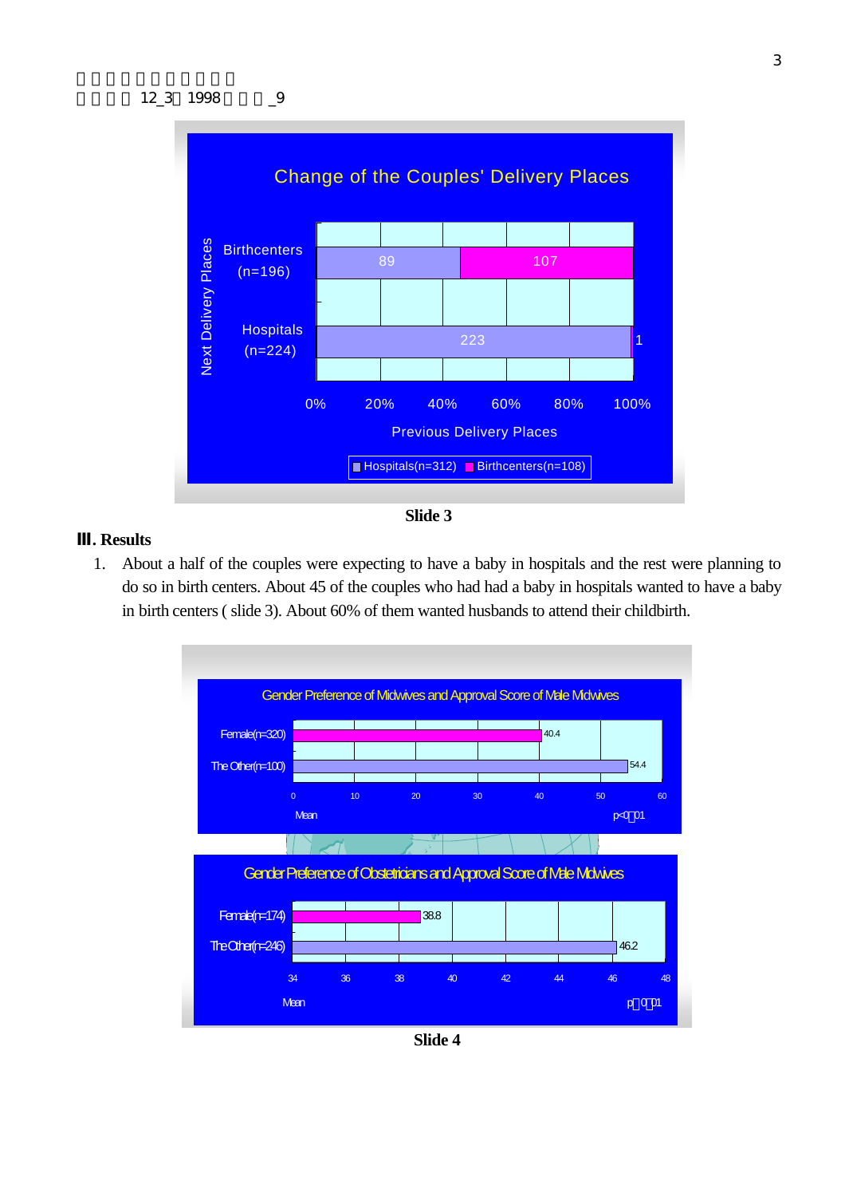**Change of the Couples' Delivery Places**

| Next Delivery Places | Hospitals(n=312) | Birthcenters(n=108) |
|---|---|---|
| Birthcenters (n=196) | 89 | 107 |
| Hospitals (n=224) | 223 | 1 |

Previous Delivery Places

Slide 3

## Ⅲ. Results

1. About a half of the couples were expecting to have a baby in hospitals and the rest were planning to do so in birth centers. About 45 of the couples who had had a baby in hospitals wanted to have a baby in birth centers ( slide 3). About 60% of them wanted husbands to attend their childbirth.

**Gender Preference of Midwives and Approval Score of Male Midwives**

| | Mean |
|---|---|
| Female(n=320) | 40.4 |
| The Other(n=100) | 54.4 |

p<0.01

**Gender Preference of Obstetricians and Approval Score of Male Midwives**

| | Mean |
|---|---|
| Female(n=174) | 38.8 |
| The Other(n=246) | 46.2 |

p<0.01

Slide 4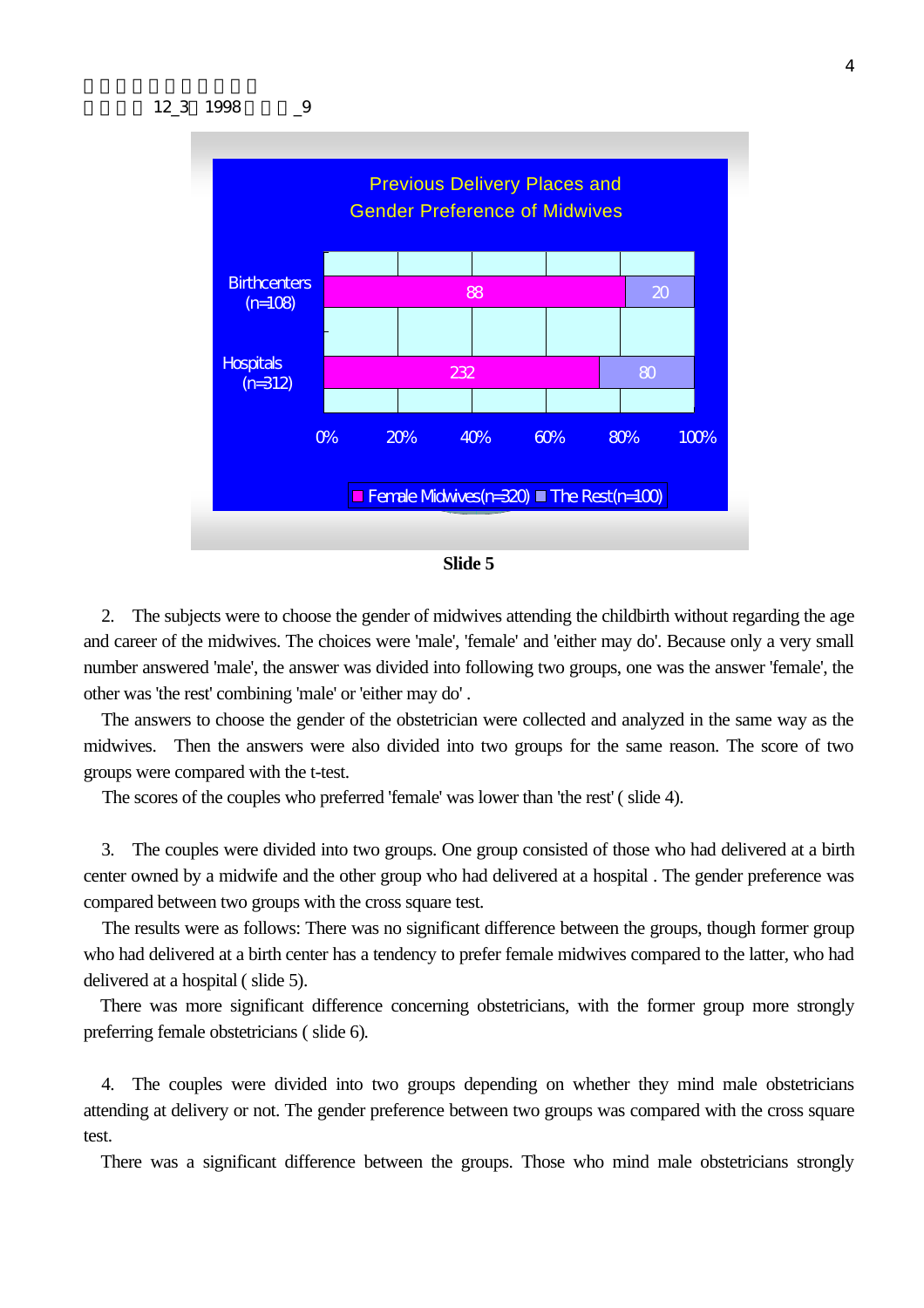Previous Delivery Places and Gender Preference of Midwives

| | Female Midwives(n=320) | The Rest(n=100) |
|---|---|---|
| Birthcenters (n=108) | 88 | 20 |
| Hospitals (n=312) | 232 | 80 |

**Slide 5**

2. The subjects were to choose the gender of midwives attending the childbirth without regarding the age and career of the midwives. The choices were 'male', 'female' and 'either may do'. Because only a very small number answered 'male', the answer was divided into following two groups, one was the answer 'female', the other was 'the rest' combining 'male' or 'either may do' .

The answers to choose the gender of the obstetrician were collected and analyzed in the same way as the midwives. Then the answers were also divided into two groups for the same reason. The score of two groups were compared with the t-test.

The scores of the couples who preferred 'female' was lower than 'the rest' ( slide 4).

3. The couples were divided into two groups. One group consisted of those who had delivered at a birth center owned by a midwife and the other group who had delivered at a hospital . The gender preference was compared between two groups with the cross square test.

The results were as follows: There was no significant difference between the groups, though former group who had delivered at a birth center has a tendency to prefer female midwives compared to the latter, who had delivered at a hospital ( slide 5).

There was more significant difference concerning obstetricians, with the former group more strongly preferring female obstetricians ( slide 6).

4. The couples were divided into two groups depending on whether they mind male obstetricians attending at delivery or not. The gender preference between two groups was compared with the cross square test.

There was a significant difference between the groups. Those who mind male obstetricians strongly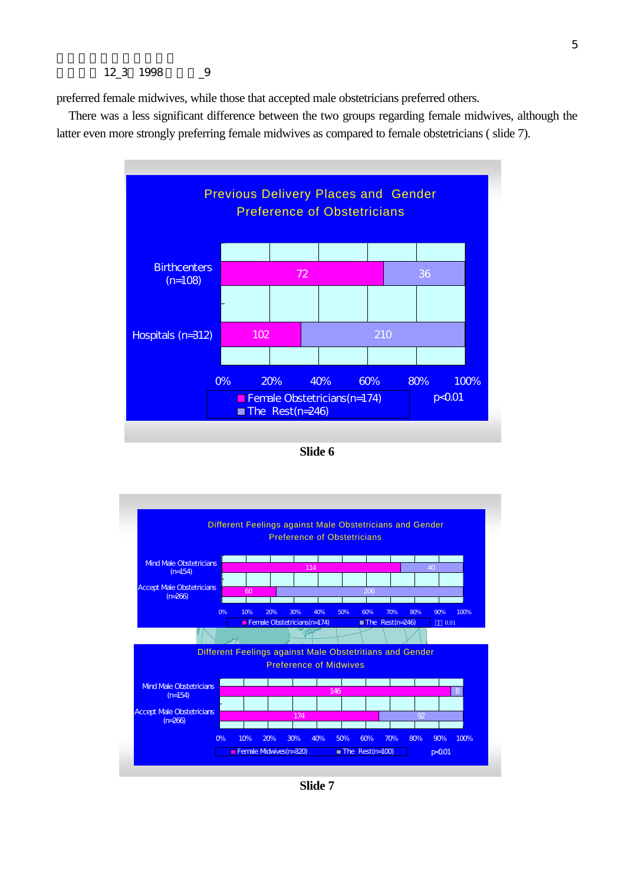preferred female midwives, while those that accepted male obstetricians preferred others.

There was a less significant difference between the two groups regarding female midwives, although the latter even more strongly preferring female midwives as compared to female obstetricians ( slide 7).

**Previous Delivery Places and Gender Preference of Obstetricians**

| | Female Obstetricians(n=174) | The Rest(n=246) |
|---|---|---|
| Birthcenters (n=108) | 72 | 36 |
| Hospitals (n=312) | 102 | 210 |

p<0.01

**Slide 6**

**Different Feelings against Male Obstetricians and Gender Preference of Obstetricians**

| | Female Obstetricians(n=174) | The Rest(n=246) |
|---|---|---|
| Mind Male Obstetricians (n=154) | 114 | 40 |
| Accept Male Obstetricians (n=266) | 60 | 206 |

0.01

**Different Feelings against Male Obstetritians and Gender Preference of Midwives**

| | Female Midwives(n=320) | The Rest(n=100) |
|---|---|---|
| Mind Male Obstetricians (n=154) | 146 | 8 |
| Accept Male Obstetricians (n=266) | 174 | 92 |

p<0.01

**Slide 7**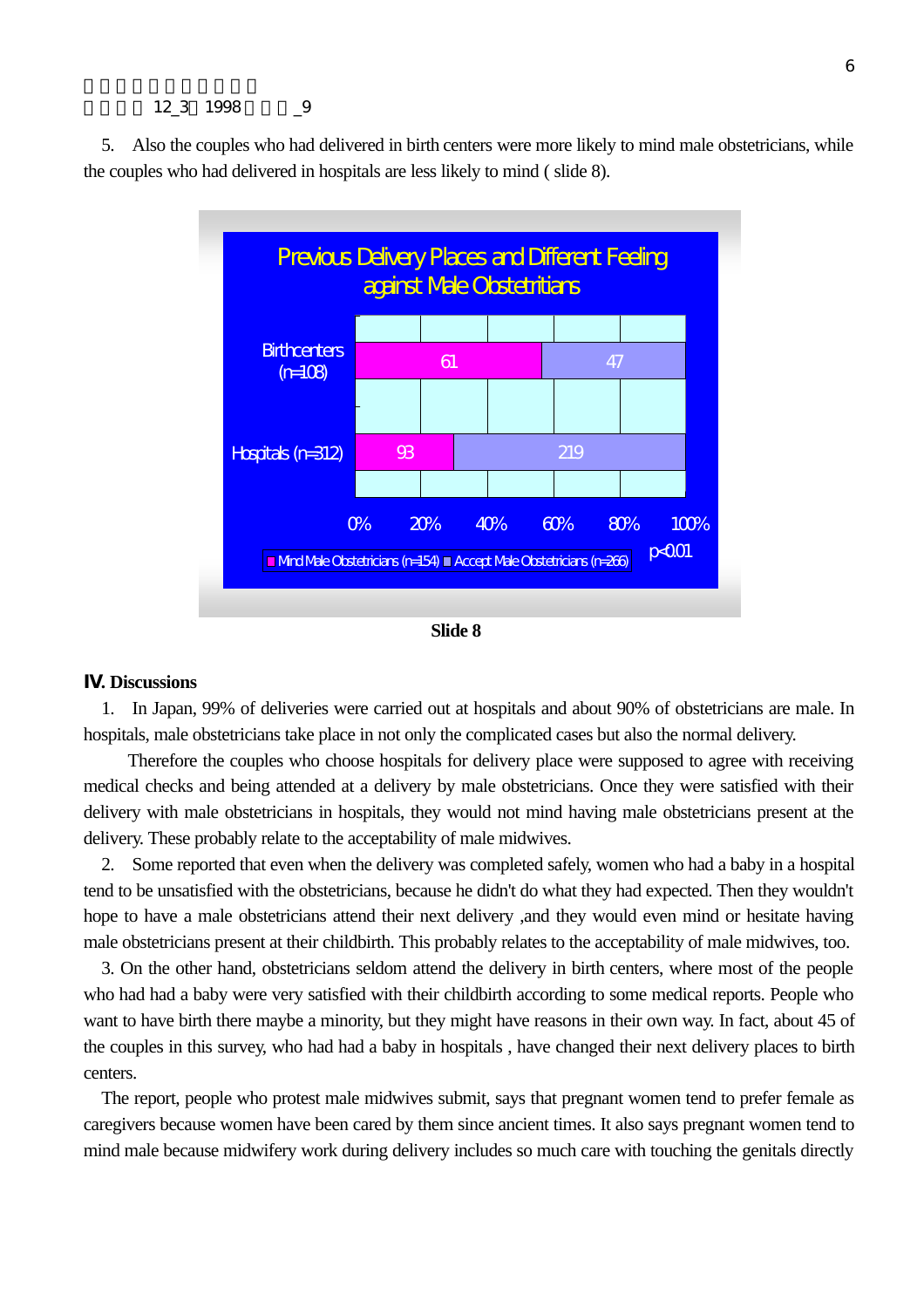5. Also the couples who had delivered in birth centers were more likely to mind male obstetricians, while the couples who had delivered in hospitals are less likely to mind ( slide 8).

**Previous Delivery Places and Different Feeling against Male Obstetritians**

| | Mind Male Obstetricians (n=154) | Accept Male Obstetricians (n=266) |
|---|---|---|
| Birthcenters (n=108) | 61 | 47 |
| Hospitals (n=312) | 93 | 219 |

$p<0.01$

**Slide 8**

## IV. Discussions

1. In Japan, 99% of deliveries were carried out at hospitals and about 90% of obstetricians are male. In hospitals, male obstetricians take place in not only the complicated cases but also the normal delivery.

Therefore the couples who choose hospitals for delivery place were supposed to agree with receiving medical checks and being attended at a delivery by male obstetricians. Once they were satisfied with their delivery with male obstetricians in hospitals, they would not mind having male obstetricians present at the delivery. These probably relate to the acceptability of male midwives.

2. Some reported that even when the delivery was completed safely, women who had a baby in a hospital tend to be unsatisfied with the obstetricians, because he didn't do what they had expected. Then they wouldn't hope to have a male obstetricians attend their next delivery ,and they would even mind or hesitate having male obstetricians present at their childbirth. This probably relates to the acceptability of male midwives, too.

3. On the other hand, obstetricians seldom attend the delivery in birth centers, where most of the people who had had a baby were very satisfied with their childbirth according to some medical reports. People who want to have birth there maybe a minority, but they might have reasons in their own way. In fact, about 45 of the couples in this survey, who had had a baby in hospitals , have changed their next delivery places to birth centers.

The report, people who protest male midwives submit, says that pregnant women tend to prefer female as caregivers because women have been cared by them since ancient times. It also says pregnant women tend to mind male because midwifery work during delivery includes so much care with touching the genitals directly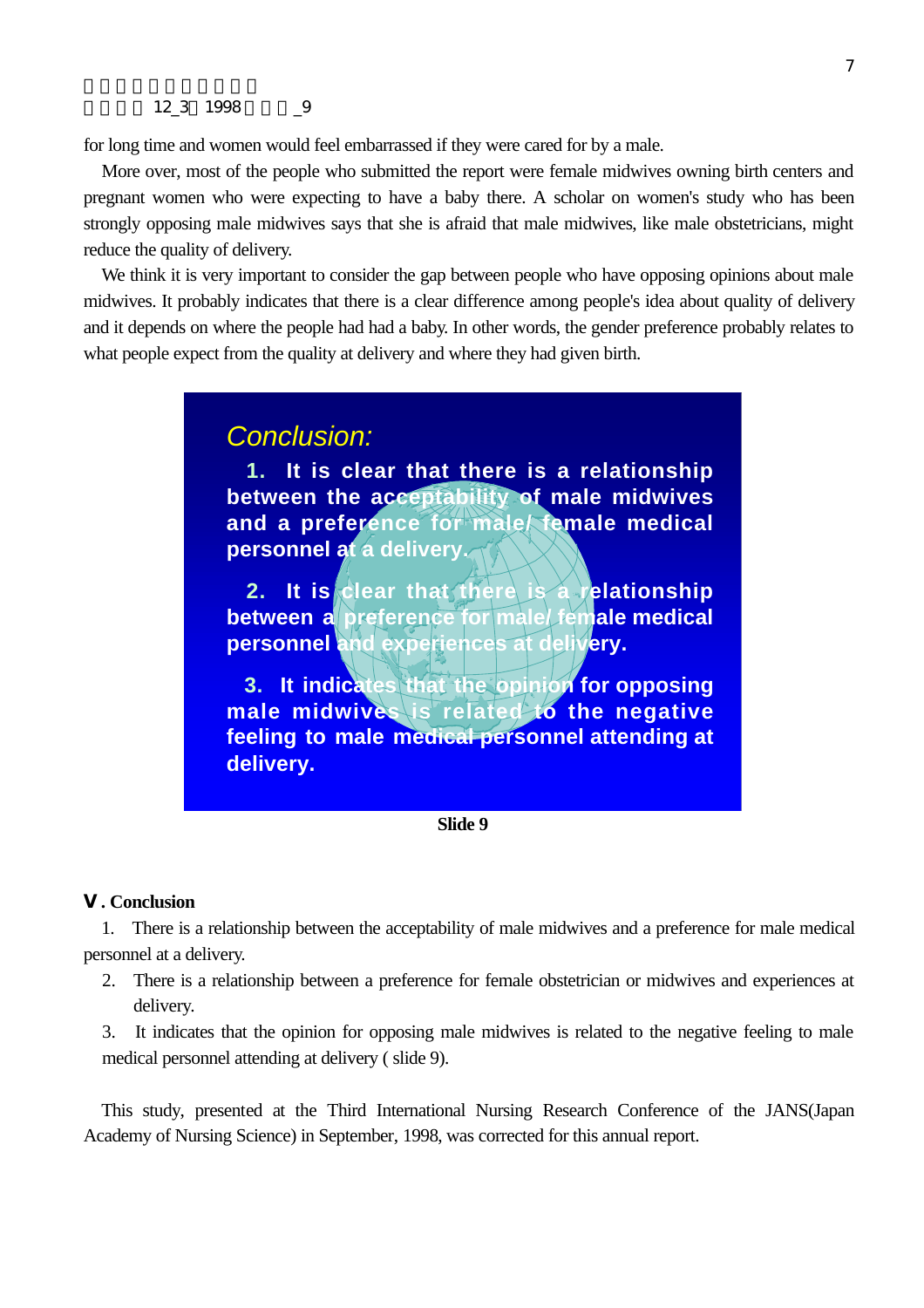for long time and women would feel embarrassed if they were cared for by a male.

More over, most of the people who submitted the report were female midwives owning birth centers and pregnant women who were expecting to have a baby there. A scholar on women's study who has been strongly opposing male midwives says that she is afraid that male midwives, like male obstetricians, might reduce the quality of delivery.

We think it is very important to consider the gap between people who have opposing opinions about male midwives. It probably indicates that there is a clear difference among people's idea about quality of delivery and it depends on where the people had had a baby. In other words, the gender preference probably relates to what people expect from the quality at delivery and where they had given birth.

*Conclusion:*

1. It is clear that there is a relationship between the acceptability of male midwives and a preference for male/ female medical personnel at a delivery.

2. It is clear that there is a relationship between a preference for male/ female medical personnel and experiences at delivery.

3. It indicates that the opinion for opposing male midwives is related to the negative feeling to male medical personnel attending at delivery.

**Slide 9**

## Ⅴ. Conclusion

1. There is a relationship between the acceptability of male midwives and a preference for male medical personnel at a delivery.
2. There is a relationship between a preference for female obstetrician or midwives and experiences at delivery.
3. It indicates that the opinion for opposing male midwives is related to the negative feeling to male medical personnel attending at delivery ( slide 9).

This study, presented at the Third International Nursing Research Conference of the JANS(Japan Academy of Nursing Science) in September, 1998, was corrected for this annual report.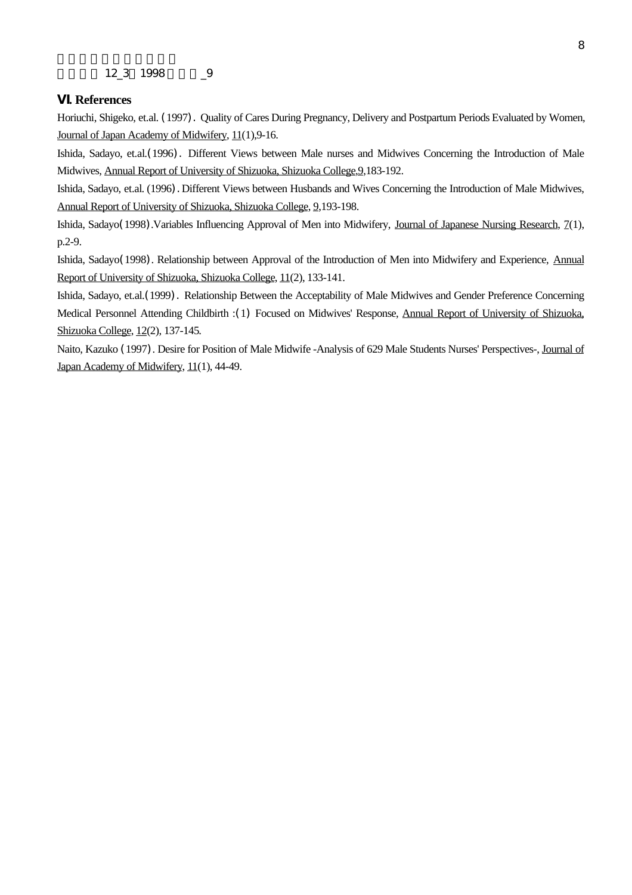## Ⅵ. References

Horiuchi, Shigeko, et.al.（1997）. Quality of Cares During Pregnancy, Delivery and Postpartum Periods Evaluated by Women, Journal of Japan Academy of Midwifery, 11(1),9-16.

Ishida, Sadayo, et.al.(1996). Different Views between Male nurses and Midwives Concerning the Introduction of Male Midwives, Annual Report of University of Shizuoka, Shizuoka College,9,183-192.

Ishida, Sadayo, et.al. (1996). Different Views between Husbands and Wives Concerning the Introduction of Male Midwives, Annual Report of University of Shizuoka, Shizuoka College, 9,193-198.

Ishida, Sadayo(1998).Variables Influencing Approval of Men into Midwifery, Journal of Japanese Nursing Research, 7(1), p.2-9.

Ishida, Sadayo(1998). Relationship between Approval of the Introduction of Men into Midwifery and Experience, Annual Report of University of Shizuoka, Shizuoka College, 11(2), 133-141.

Ishida, Sadayo, et.al.(1999). Relationship Between the Acceptability of Male Midwives and Gender Preference Concerning Medical Personnel Attending Childbirth :(1) Focused on Midwives' Response, Annual Report of University of Shizuoka, Shizuoka College, 12(2), 137-145.

Naito, Kazuko（1997）. Desire for Position of Male Midwife -Analysis of 629 Male Students Nurses' Perspectives-, Journal of Japan Academy of Midwifery, 11(1), 44-49.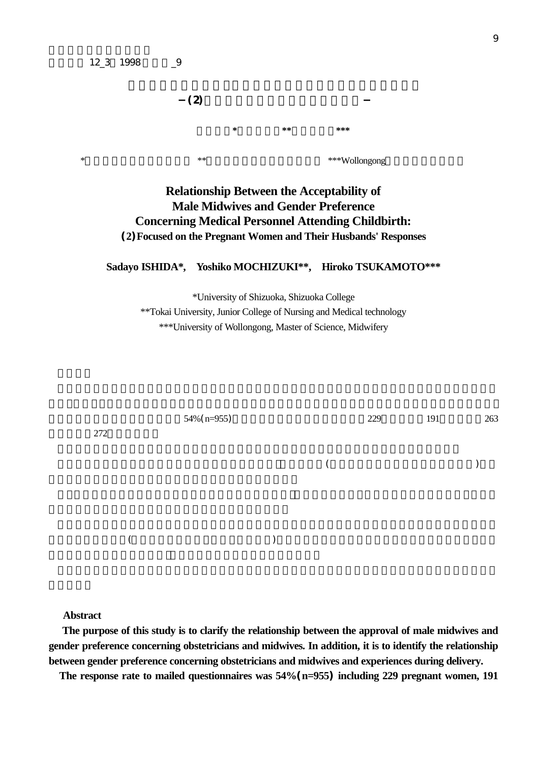# Relationship Between the Acceptability of Male Midwives and Gender Preference Concerning Medical Personnel Attending Childbirth:

## (2) Focused on the Pregnant Women and Their Husbands' Responses

**Sadayo ISHIDA*, Yoshiko MOCHIZUKI**, Hiroko TSUKAMOTO*****

*University of Shizuoka, Shizuoka College

**Tokai University, Junior College of Nursing and Medical technology

***University of Wollongong, Master of Science, Midwifery

*

** 

***Wollongong

54%(n=955) 229 191 263 272

( )

( )

**Abstract**

**The purpose of this study is to clarify the relationship between the approval of male midwives and gender preference concerning obstetricians and midwives. In addition, it is to identify the relationship between gender preference concerning obstetricians and midwives and experiences during delivery.**

**The response rate to mailed questionnaires was 54%(n=955) including 229 pregnant women, 191**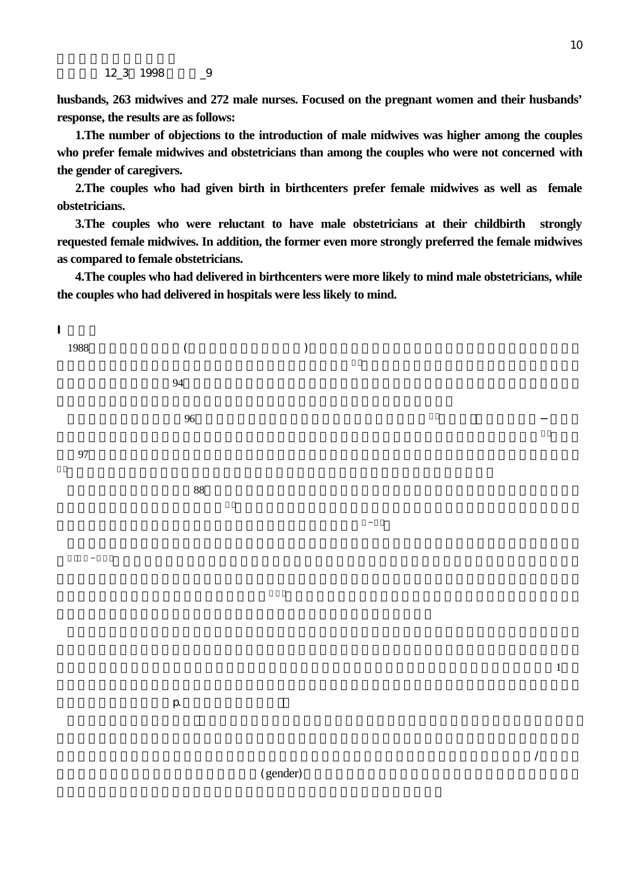husbands, 263 midwives and 272 male nurses. Focused on the pregnant women and their husbands' response, the results are as follows:

1.The number of objections to the introduction of male midwives was higher among the couples who prefer female midwives and obstetricians than among the couples who were not concerned with the gender of caregivers.

2.The couples who had given birth in birthcenters prefer female midwives as well as female obstetricians.

3.The couples who were reluctant to have male obstetricians at their childbirth strongly requested female midwives. In addition, the former even more strongly preferred the female midwives as compared to female obstetricians.

4.The couples who had delivered in birthcenters were more likely to mind male obstetricians, while the couples who had delivered in hospitals were less likely to mind.

## I

1988 ( )

94

96

97

88

1

p.

/

(gender)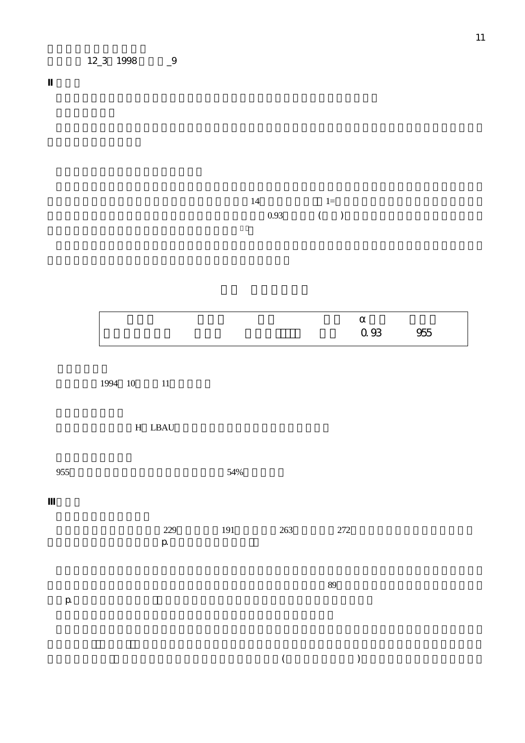**II**

14 1=

0.93 ( )

| | | | | α | |
|---|---|---|---|---|---|
| | | | | 0.93 | 955 |

1994 10 11

H LBAU

955 54%

**III**

229 191 263 272

p.

89

p.

( )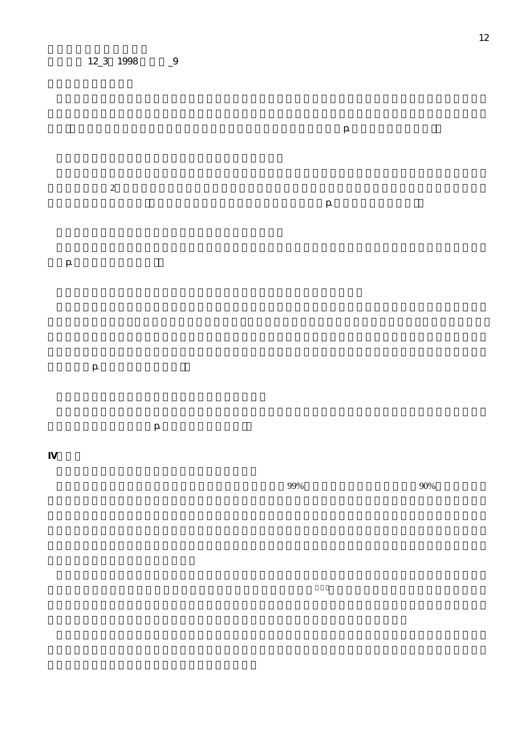p.

2 p.

p.

p.

p.

## IV

99% 90%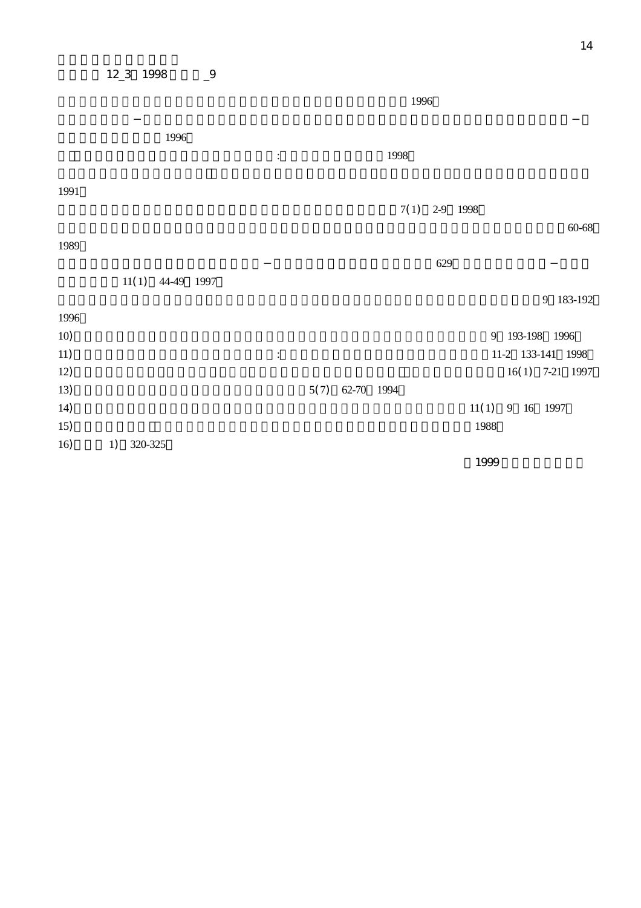12_3 1998 _9

1996

−−

1996

: 1998

1991

7(1) 2-9 1998

60-68

1989

− 629 −

11(1) 44-49 1997

9 183-192

1996

10) 9 193-198 1996

11) : 11-2 133-141 1998

12) 16(1) 7-21 1997

13) 5(7) 62-70 1994

14) 11(1) 9 16 1997

15) 1988

16) 1) 320-325

1999